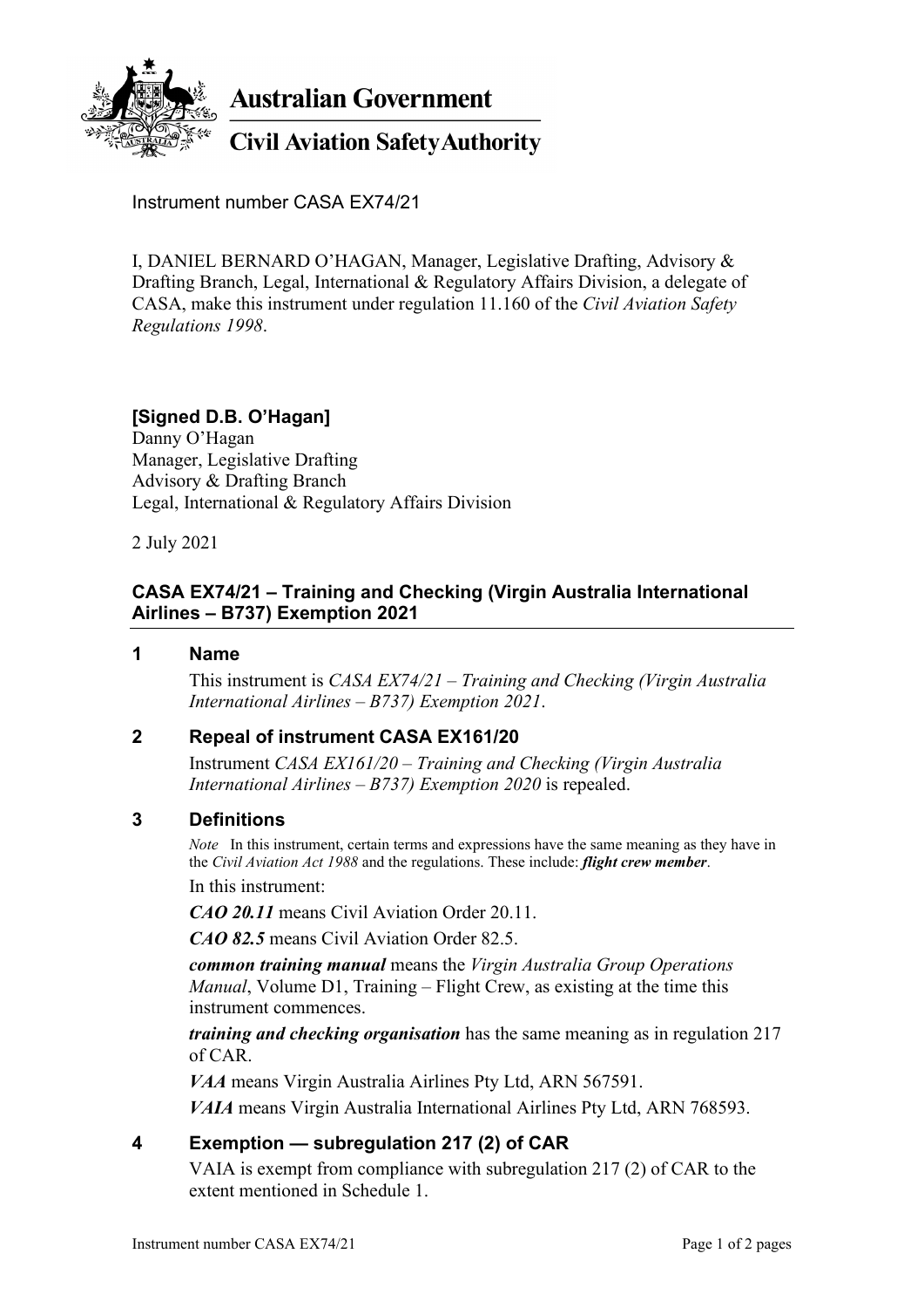Australian Government

Civil Aviation Safety Authority

Instrument number CASA EX74/21

I, DANIEL BERNARD O'HAGAN, Manager, Legislative Drafting, Advisory & Drafting Branch, Legal, International & Regulatory Affairs Division, a delegate of CASA, make this instrument under regulation 11.160 of the *Civil Aviation Safety Regulations 1998*.

**[Signed D.B. O'Hagan]**
Danny O'Hagan
Manager, Legislative Drafting
Advisory & Drafting Branch
Legal, International & Regulatory Affairs Division

2 July 2021

## CASA EX74/21 – Training and Checking (Virgin Australia International Airlines – B737) Exemption 2021

### 1 Name

This instrument is *CASA EX74/21 – Training and Checking (Virgin Australia International Airlines – B737) Exemption 2021*.

### 2 Repeal of instrument CASA EX161/20

Instrument *CASA EX161/20 – Training and Checking (Virgin Australia International Airlines – B737) Exemption 2020* is repealed.

### 3 Definitions

*Note* In this instrument, certain terms and expressions have the same meaning as they have in the *Civil Aviation Act 1988* and the regulations. These include: ***flight crew member***.

In this instrument:

***CAO 20.11*** means Civil Aviation Order 20.11.

***CAO 82.5*** means Civil Aviation Order 82.5.

***common training manual*** means the *Virgin Australia Group Operations Manual*, Volume D1, Training – Flight Crew, as existing at the time this instrument commences.

***training and checking organisation*** has the same meaning as in regulation 217 of CAR.

***VAA*** means Virgin Australia Airlines Pty Ltd, ARN 567591.

***VAIA*** means Virgin Australia International Airlines Pty Ltd, ARN 768593.

### 4 Exemption — subregulation 217 (2) of CAR

VAIA is exempt from compliance with subregulation 217 (2) of CAR to the extent mentioned in Schedule 1.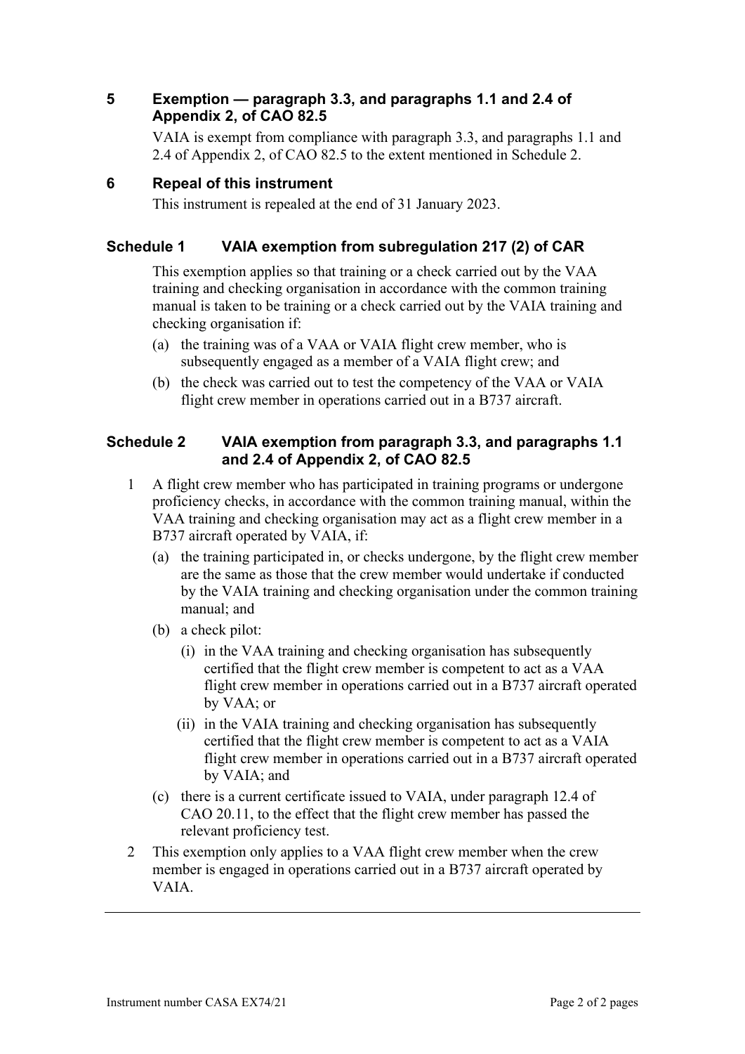## 5 Exemption — paragraph 3.3, and paragraphs 1.1 and 2.4 of Appendix 2, of CAO 82.5

VAIA is exempt from compliance with paragraph 3.3, and paragraphs 1.1 and 2.4 of Appendix 2, of CAO 82.5 to the extent mentioned in Schedule 2.

## 6 Repeal of this instrument

This instrument is repealed at the end of 31 January 2023.

## Schedule 1 VAIA exemption from subregulation 217 (2) of CAR

This exemption applies so that training or a check carried out by the VAA training and checking organisation in accordance with the common training manual is taken to be training or a check carried out by the VAIA training and checking organisation if:

(a) the training was of a VAA or VAIA flight crew member, who is subsequently engaged as a member of a VAIA flight crew; and

(b) the check was carried out to test the competency of the VAA or VAIA flight crew member in operations carried out in a B737 aircraft.

## Schedule 2 VAIA exemption from paragraph 3.3, and paragraphs 1.1 and 2.4 of Appendix 2, of CAO 82.5

1 A flight crew member who has participated in training programs or undergone proficiency checks, in accordance with the common training manual, within the VAA training and checking organisation may act as a flight crew member in a B737 aircraft operated by VAIA, if:

(a) the training participated in, or checks undergone, by the flight crew member are the same as those that the crew member would undertake if conducted by the VAIA training and checking organisation under the common training manual; and

(b) a check pilot:

(i) in the VAA training and checking organisation has subsequently certified that the flight crew member is competent to act as a VAA flight crew member in operations carried out in a B737 aircraft operated by VAA; or

(ii) in the VAIA training and checking organisation has subsequently certified that the flight crew member is competent to act as a VAIA flight crew member in operations carried out in a B737 aircraft operated by VAIA; and

(c) there is a current certificate issued to VAIA, under paragraph 12.4 of CAO 20.11, to the effect that the flight crew member has passed the relevant proficiency test.

2 This exemption only applies to a VAA flight crew member when the crew member is engaged in operations carried out in a B737 aircraft operated by VAIA.